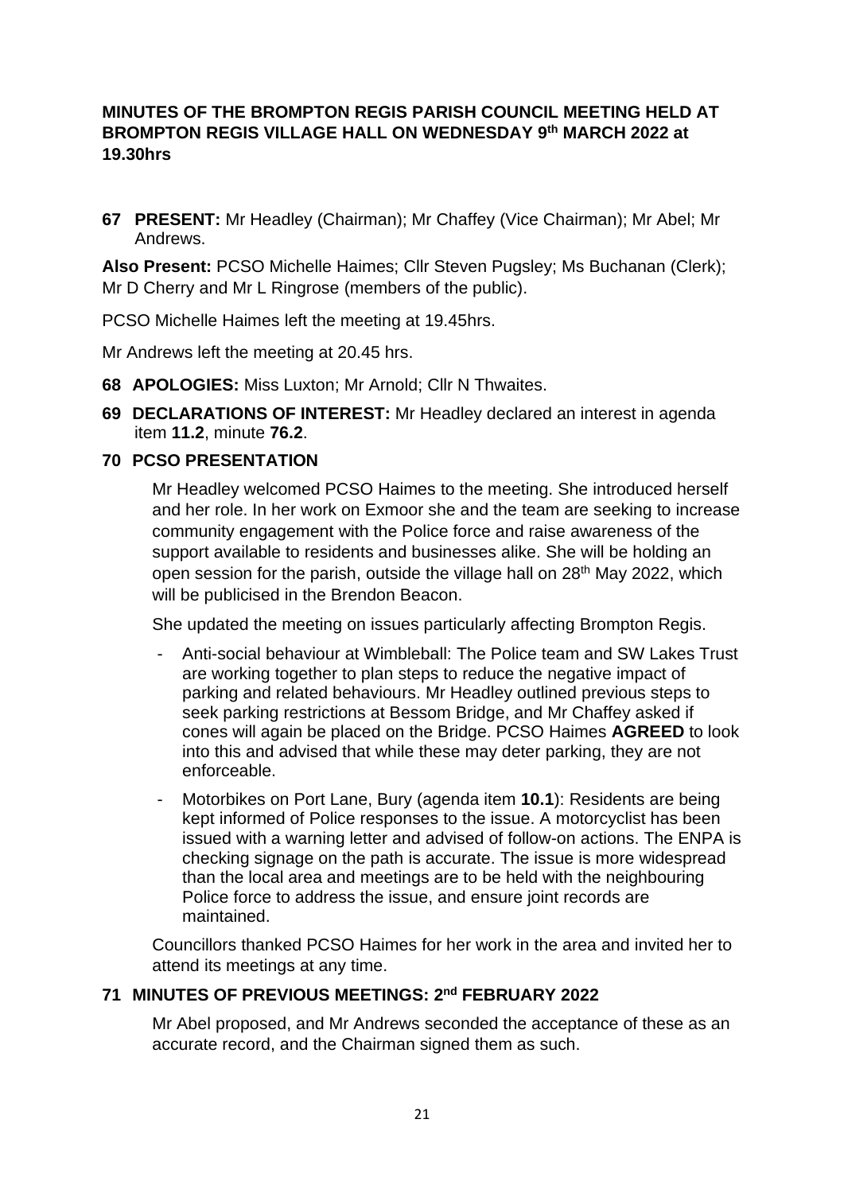**MINUTES OF THE BROMPTON REGIS PARISH COUNCIL MEETING HELD AT BROMPTON REGIS VILLAGE HALL ON WEDNESDAY 9th MARCH 2022 at 19.30hrs**

**67 PRESENT:** Mr Headley (Chairman); Mr Chaffey (Vice Chairman); Mr Abel; Mr Andrews.

**Also Present:** PCSO Michelle Haimes; Cllr Steven Pugsley; Ms Buchanan (Clerk); Mr D Cherry and Mr L Ringrose (members of the public).

PCSO Michelle Haimes left the meeting at 19.45hrs.

Mr Andrews left the meeting at 20.45 hrs.

**68 APOLOGIES:** Miss Luxton; Mr Arnold; Cllr N Thwaites.

**69 DECLARATIONS OF INTEREST:** Mr Headley declared an interest in agenda item **11.2**, minute **76.2**.

**70 PCSO PRESENTATION**

Mr Headley welcomed PCSO Haimes to the meeting. She introduced herself and her role. In her work on Exmoor she and the team are seeking to increase community engagement with the Police force and raise awareness of the support available to residents and businesses alike. She will be holding an open session for the parish, outside the village hall on 28th May 2022, which will be publicised in the Brendon Beacon.

She updated the meeting on issues particularly affecting Brompton Regis.

- Anti-social behaviour at Wimbleball: The Police team and SW Lakes Trust are working together to plan steps to reduce the negative impact of parking and related behaviours. Mr Headley outlined previous steps to seek parking restrictions at Bessom Bridge, and Mr Chaffey asked if cones will again be placed on the Bridge. PCSO Haimes **AGREED** to look into this and advised that while these may deter parking, they are not enforceable.
- Motorbikes on Port Lane, Bury (agenda item **10.1**): Residents are being kept informed of Police responses to the issue. A motorcyclist has been issued with a warning letter and advised of follow-on actions. The ENPA is checking signage on the path is accurate. The issue is more widespread than the local area and meetings are to be held with the neighbouring Police force to address the issue, and ensure joint records are maintained.

Councillors thanked PCSO Haimes for her work in the area and invited her to attend its meetings at any time.

**71 MINUTES OF PREVIOUS MEETINGS: 2nd FEBRUARY 2022**

Mr Abel proposed, and Mr Andrews seconded the acceptance of these as an accurate record, and the Chairman signed them as such.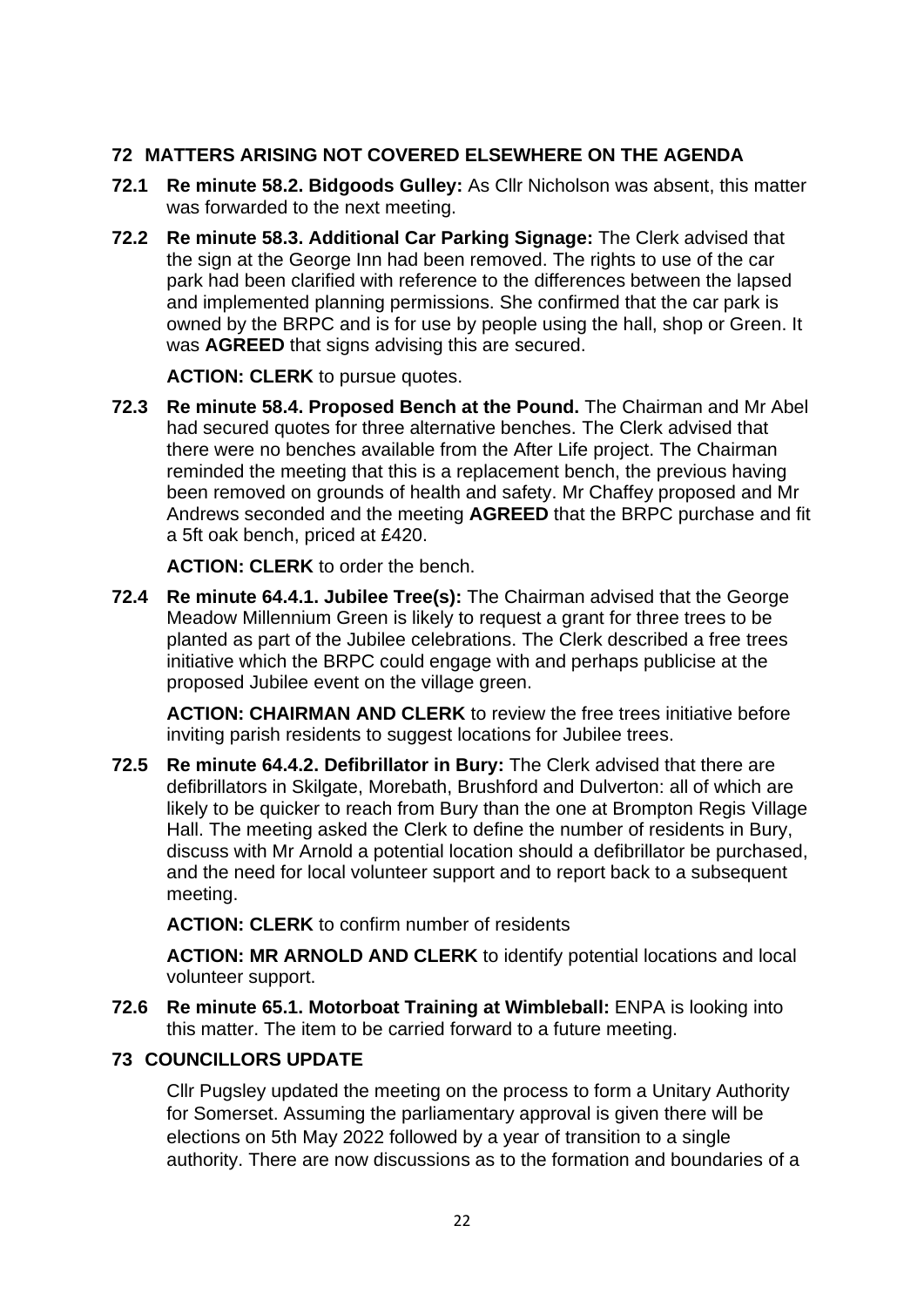## 72 MATTERS ARISING NOT COVERED ELSEWHERE ON THE AGENDA

**72.1 Re minute 58.2. Bidgoods Gulley:** As Cllr Nicholson was absent, this matter was forwarded to the next meeting.

**72.2 Re minute 58.3. Additional Car Parking Signage:** The Clerk advised that the sign at the George Inn had been removed. The rights to use of the car park had been clarified with reference to the differences between the lapsed and implemented planning permissions. She confirmed that the car park is owned by the BRPC and is for use by people using the hall, shop or Green. It was **AGREED** that signs advising this are secured.

**ACTION: CLERK** to pursue quotes.

**72.3 Re minute 58.4. Proposed Bench at the Pound.** The Chairman and Mr Abel had secured quotes for three alternative benches. The Clerk advised that there were no benches available from the After Life project. The Chairman reminded the meeting that this is a replacement bench, the previous having been removed on grounds of health and safety. Mr Chaffey proposed and Mr Andrews seconded and the meeting **AGREED** that the BRPC purchase and fit a 5ft oak bench, priced at £420.

**ACTION: CLERK** to order the bench.

**72.4 Re minute 64.4.1. Jubilee Tree(s):** The Chairman advised that the George Meadow Millennium Green is likely to request a grant for three trees to be planted as part of the Jubilee celebrations. The Clerk described a free trees initiative which the BRPC could engage with and perhaps publicise at the proposed Jubilee event on the village green.

**ACTION: CHAIRMAN AND CLERK** to review the free trees initiative before inviting parish residents to suggest locations for Jubilee trees.

**72.5 Re minute 64.4.2. Defibrillator in Bury:** The Clerk advised that there are defibrillators in Skilgate, Morebath, Brushford and Dulverton: all of which are likely to be quicker to reach from Bury than the one at Brompton Regis Village Hall. The meeting asked the Clerk to define the number of residents in Bury, discuss with Mr Arnold a potential location should a defibrillator be purchased, and the need for local volunteer support and to report back to a subsequent meeting.

**ACTION: CLERK** to confirm number of residents

**ACTION: MR ARNOLD AND CLERK** to identify potential locations and local volunteer support.

**72.6 Re minute 65.1. Motorboat Training at Wimbleball:** ENPA is looking into this matter. The item to be carried forward to a future meeting.

## 73 COUNCILLORS UPDATE

Cllr Pugsley updated the meeting on the process to form a Unitary Authority for Somerset. Assuming the parliamentary approval is given there will be elections on 5th May 2022 followed by a year of transition to a single authority. There are now discussions as to the formation and boundaries of a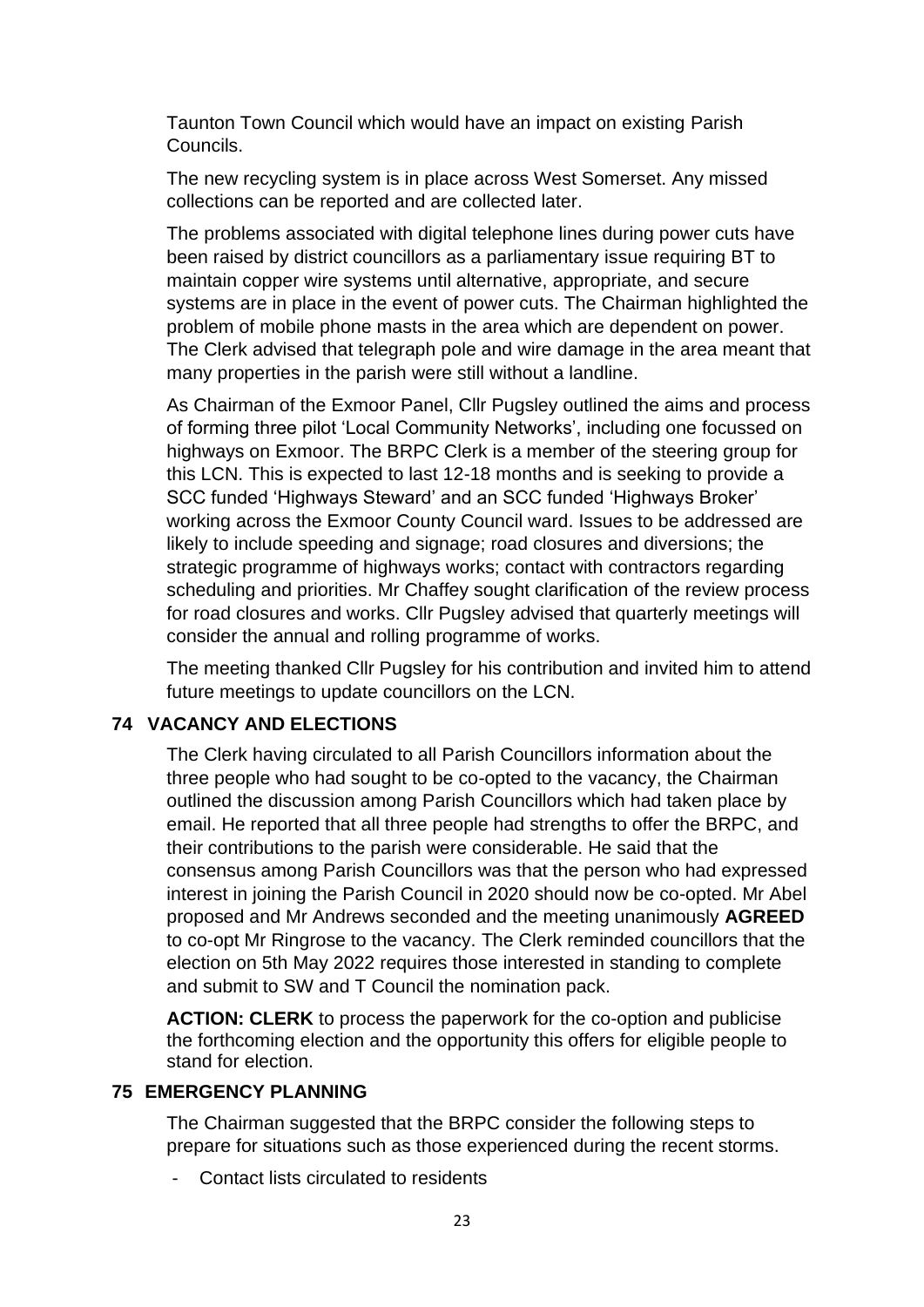Taunton Town Council which would have an impact on existing Parish Councils.

The new recycling system is in place across West Somerset. Any missed collections can be reported and are collected later.

The problems associated with digital telephone lines during power cuts have been raised by district councillors as a parliamentary issue requiring BT to maintain copper wire systems until alternative, appropriate, and secure systems are in place in the event of power cuts. The Chairman highlighted the problem of mobile phone masts in the area which are dependent on power. The Clerk advised that telegraph pole and wire damage in the area meant that many properties in the parish were still without a landline.

As Chairman of the Exmoor Panel, Cllr Pugsley outlined the aims and process of forming three pilot 'Local Community Networks', including one focussed on highways on Exmoor. The BRPC Clerk is a member of the steering group for this LCN. This is expected to last 12-18 months and is seeking to provide a SCC funded 'Highways Steward' and an SCC funded 'Highways Broker' working across the Exmoor County Council ward. Issues to be addressed are likely to include speeding and signage; road closures and diversions; the strategic programme of highways works; contact with contractors regarding scheduling and priorities. Mr Chaffey sought clarification of the review process for road closures and works. Cllr Pugsley advised that quarterly meetings will consider the annual and rolling programme of works.

The meeting thanked Cllr Pugsley for his contribution and invited him to attend future meetings to update councillors on the LCN.

## 74 VACANCY AND ELECTIONS

The Clerk having circulated to all Parish Councillors information about the three people who had sought to be co-opted to the vacancy, the Chairman outlined the discussion among Parish Councillors which had taken place by email. He reported that all three people had strengths to offer the BRPC, and their contributions to the parish were considerable. He said that the consensus among Parish Councillors was that the person who had expressed interest in joining the Parish Council in 2020 should now be co-opted. Mr Abel proposed and Mr Andrews seconded and the meeting unanimously **AGREED** to co-opt Mr Ringrose to the vacancy. The Clerk reminded councillors that the election on 5th May 2022 requires those interested in standing to complete and submit to SW and T Council the nomination pack.

**ACTION: CLERK** to process the paperwork for the co-option and publicise the forthcoming election and the opportunity this offers for eligible people to stand for election.

## 75 EMERGENCY PLANNING

The Chairman suggested that the BRPC consider the following steps to prepare for situations such as those experienced during the recent storms.

- Contact lists circulated to residents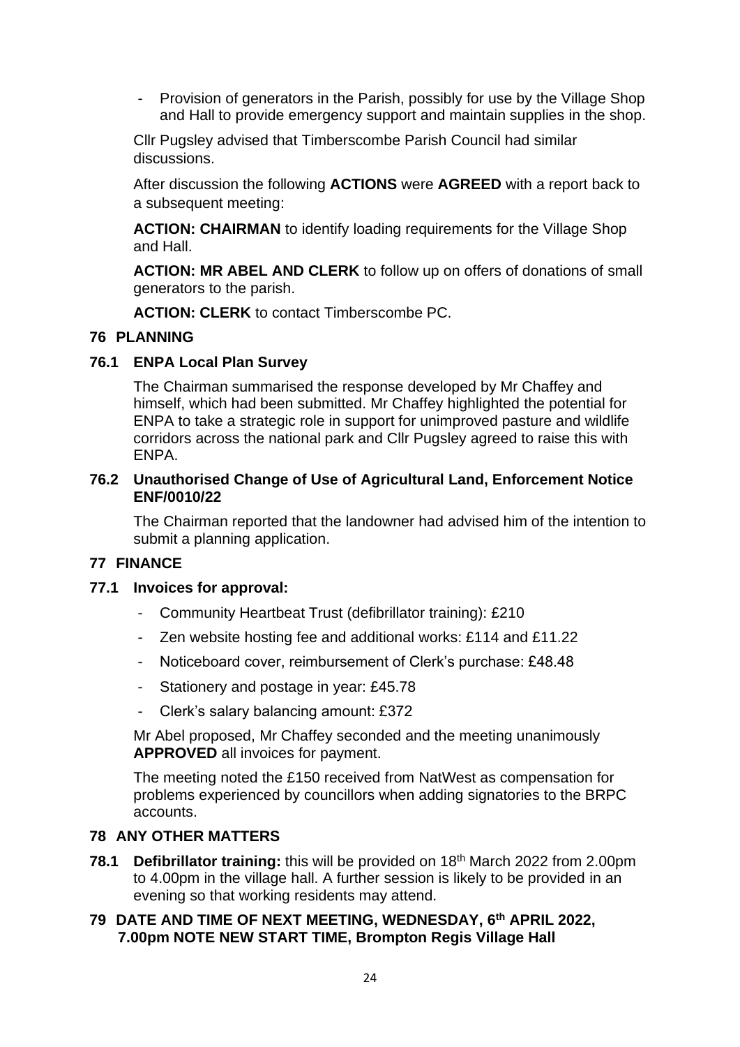- Provision of generators in the Parish, possibly for use by the Village Shop and Hall to provide emergency support and maintain supplies in the shop.

Cllr Pugsley advised that Timberscombe Parish Council had similar discussions.

After discussion the following **ACTIONS** were **AGREED** with a report back to a subsequent meeting:

**ACTION: CHAIRMAN** to identify loading requirements for the Village Shop and Hall.

**ACTION: MR ABEL AND CLERK** to follow up on offers of donations of small generators to the parish.

**ACTION: CLERK** to contact Timberscombe PC.

## 76 PLANNING

### 76.1 ENPA Local Plan Survey

The Chairman summarised the response developed by Mr Chaffey and himself, which had been submitted. Mr Chaffey highlighted the potential for ENPA to take a strategic role in support for unimproved pasture and wildlife corridors across the national park and Cllr Pugsley agreed to raise this with ENPA.

### 76.2 Unauthorised Change of Use of Agricultural Land, Enforcement Notice ENF/0010/22

The Chairman reported that the landowner had advised him of the intention to submit a planning application.

## 77 FINANCE

### 77.1 Invoices for approval:

- Community Heartbeat Trust (defibrillator training): £210
- Zen website hosting fee and additional works: £114 and £11.22
- Noticeboard cover, reimbursement of Clerk's purchase: £48.48
- Stationery and postage in year: £45.78
- Clerk's salary balancing amount: £372

Mr Abel proposed, Mr Chaffey seconded and the meeting unanimously **APPROVED** all invoices for payment.

The meeting noted the £150 received from NatWest as compensation for problems experienced by councillors when adding signatories to the BRPC accounts.

## 78 ANY OTHER MATTERS

**78.1 Defibrillator training:** this will be provided on 18th March 2022 from 2.00pm to 4.00pm in the village hall. A further session is likely to be provided in an evening so that working residents may attend.

## 79 DATE AND TIME OF NEXT MEETING, WEDNESDAY, 6th APRIL 2022, 7.00pm NOTE NEW START TIME, Brompton Regis Village Hall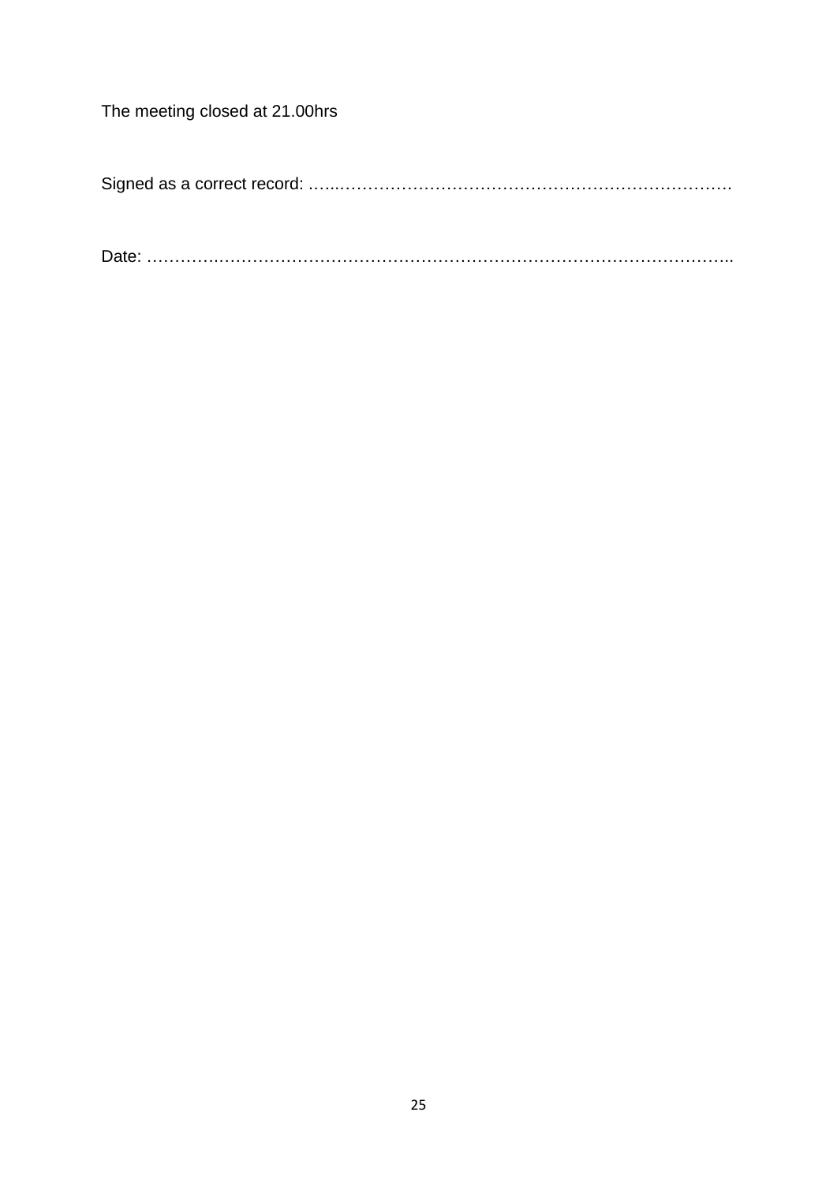The meeting closed at 21.00hrs

Signed as a correct record: …….………………………………………….……………………

Date: ……………………………………………………………………………………………..